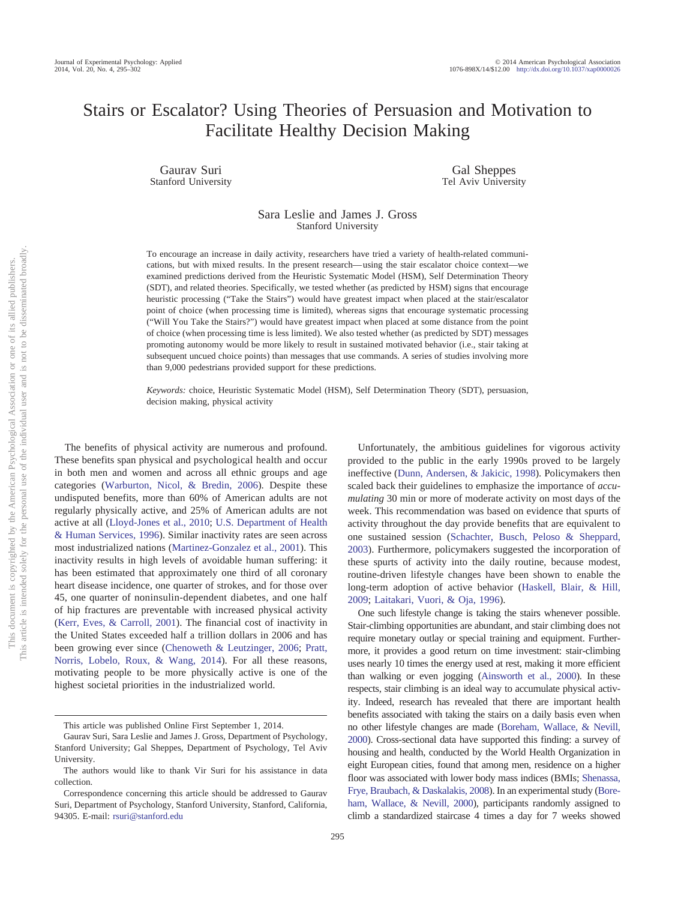# Stairs or Escalator? Using Theories of Persuasion and Motivation to Facilitate Healthy Decision Making

Gaurav Suri
Stanford University

Gal Sheppes
Tel Aviv University

Sara Leslie and James J. Gross
Stanford University

To encourage an increase in daily activity, researchers have tried a variety of health-related communications, but with mixed results. In the present research—using the stair escalator choice context—we examined predictions derived from the Heuristic Systematic Model (HSM), Self Determination Theory (SDT), and related theories. Specifically, we tested whether (as predicted by HSM) signs that encourage heuristic processing ("Take the Stairs") would have greatest impact when placed at the stair/escalator point of choice (when processing time is limited), whereas signs that encourage systematic processing ("Will You Take the Stairs?") would have greatest impact when placed at some distance from the point of choice (when processing time is less limited). We also tested whether (as predicted by SDT) messages promoting autonomy would be more likely to result in sustained motivated behavior (i.e., stair taking at subsequent uncued choice points) than messages that use commands. A series of studies involving more than 9,000 pedestrians provided support for these predictions.

*Keywords:* choice, Heuristic Systematic Model (HSM), Self Determination Theory (SDT), persuasion, decision making, physical activity

The benefits of physical activity are numerous and profound. These benefits span physical and psychological health and occur in both men and women and across all ethnic groups and age categories (Warburton, Nicol, & Bredin, 2006). Despite these undisputed benefits, more than 60% of American adults are not regularly physically active, and 25% of American adults are not active at all (Lloyd-Jones et al., 2010; U.S. Department of Health & Human Services, 1996). Similar inactivity rates are seen across most industrialized nations (Martinez-Gonzalez et al., 2001). This inactivity results in high levels of avoidable human suffering: it has been estimated that approximately one third of all coronary heart disease incidence, one quarter of strokes, and for those over 45, one quarter of noninsulin-dependent diabetes, and one half of hip fractures are preventable with increased physical activity (Kerr, Eves, & Carroll, 2001). The financial cost of inactivity in the United States exceeded half a trillion dollars in 2006 and has been growing ever since (Chenoweth & Leutzinger, 2006; Pratt, Norris, Lobelo, Roux, & Wang, 2014). For all these reasons, motivating people to be more physically active is one of the highest societal priorities in the industrialized world.

Unfortunately, the ambitious guidelines for vigorous activity provided to the public in the early 1990s proved to be largely ineffective (Dunn, Andersen, & Jakicic, 1998). Policymakers then scaled back their guidelines to emphasize the importance of *accumulating* 30 min or more of moderate activity on most days of the week. This recommendation was based on evidence that spurts of activity throughout the day provide benefits that are equivalent to one sustained session (Schachter, Busch, Peloso & Sheppard, 2003). Furthermore, policymakers suggested the incorporation of these spurts of activity into the daily routine, because modest, routine-driven lifestyle changes have been shown to enable the long-term adoption of active behavior (Haskell, Blair, & Hill, 2009; Laitakari, Vuori, & Oja, 1996).

One such lifestyle change is taking the stairs whenever possible. Stair-climbing opportunities are abundant, and stair climbing does not require monetary outlay or special training and equipment. Furthermore, it provides a good return on time investment: stair-climbing uses nearly 10 times the energy used at rest, making it more efficient than walking or even jogging (Ainsworth et al., 2000). In these respects, stair climbing is an ideal way to accumulate physical activity. Indeed, research has revealed that there are important health benefits associated with taking the stairs on a daily basis even when no other lifestyle changes are made (Boreham, Wallace, & Nevill, 2000). Cross-sectional data have supported this finding: a survey of housing and health, conducted by the World Health Organization in eight European cities, found that among men, residence on a higher floor was associated with lower body mass indices (BMIs; Shenassa, Frye, Braubach, & Daskalakis, 2008). In an experimental study (Boreham, Wallace, & Nevill, 2000), participants randomly assigned to climb a standardized staircase 4 times a day for 7 weeks showed

This article was published Online First September 1, 2014.

Gaurav Suri, Sara Leslie and James J. Gross, Department of Psychology, Stanford University; Gal Sheppes, Department of Psychology, Tel Aviv University.

The authors would like to thank Vir Suri for his assistance in data collection.

Correspondence concerning this article should be addressed to Gaurav Suri, Department of Psychology, Stanford University, Stanford, California, 94305. E-mail: rsuri@stanford.edu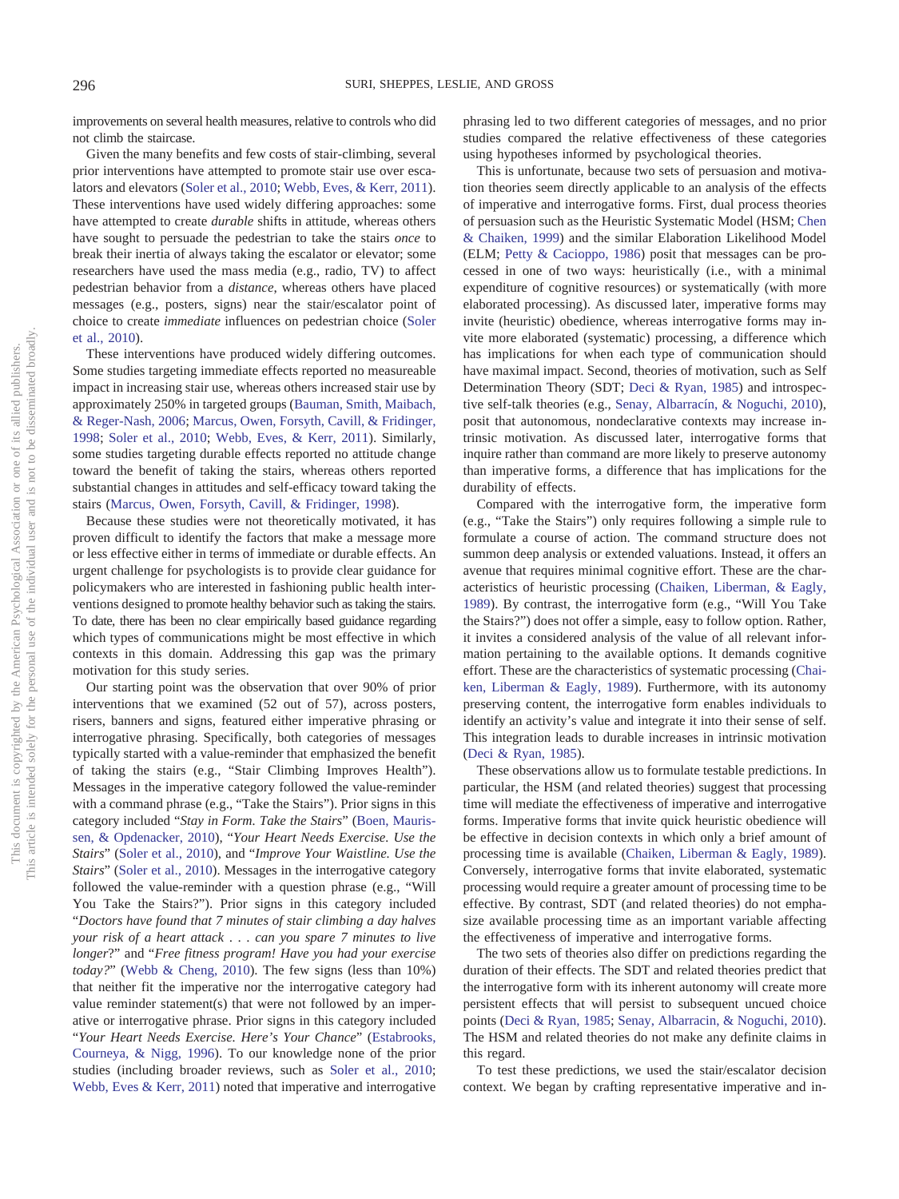improvements on several health measures, relative to controls who did not climb the staircase.

Given the many benefits and few costs of stair-climbing, several prior interventions have attempted to promote stair use over escalators and elevators (Soler et al., 2010; Webb, Eves, & Kerr, 2011). These interventions have used widely differing approaches: some have attempted to create *durable* shifts in attitude, whereas others have sought to persuade the pedestrian to take the stairs *once* to break their inertia of always taking the escalator or elevator; some researchers have used the mass media (e.g., radio, TV) to affect pedestrian behavior from a *distance*, whereas others have placed messages (e.g., posters, signs) near the stair/escalator point of choice to create *immediate* influences on pedestrian choice (Soler et al., 2010).

These interventions have produced widely differing outcomes. Some studies targeting immediate effects reported no measureable impact in increasing stair use, whereas others increased stair use by approximately 250% in targeted groups (Bauman, Smith, Maibach, & Reger-Nash, 2006; Marcus, Owen, Forsyth, Cavill, & Fridinger, 1998; Soler et al., 2010; Webb, Eves, & Kerr, 2011). Similarly, some studies targeting durable effects reported no attitude change toward the benefit of taking the stairs, whereas others reported substantial changes in attitudes and self-efficacy toward taking the stairs (Marcus, Owen, Forsyth, Cavill, & Fridinger, 1998).

Because these studies were not theoretically motivated, it has proven difficult to identify the factors that make a message more or less effective either in terms of immediate or durable effects. An urgent challenge for psychologists is to provide clear guidance for policymakers who are interested in fashioning public health interventions designed to promote healthy behavior such as taking the stairs. To date, there has been no clear empirically based guidance regarding which types of communications might be most effective in which contexts in this domain. Addressing this gap was the primary motivation for this study series.

Our starting point was the observation that over 90% of prior interventions that we examined (52 out of 57), across posters, risers, banners and signs, featured either imperative phrasing or interrogative phrasing. Specifically, both categories of messages typically started with a value-reminder that emphasized the benefit of taking the stairs (e.g., "Stair Climbing Improves Health"). Messages in the imperative category followed the value-reminder with a command phrase (e.g., "Take the Stairs"). Prior signs in this category included "*Stay in Form. Take the Stairs*" (Boen, Maurissen, & Opdenacker, 2010), "*Your Heart Needs Exercise. Use the Stairs*" (Soler et al., 2010), and "*Improve Your Waistline. Use the Stairs*" (Soler et al., 2010). Messages in the interrogative category followed the value-reminder with a question phrase (e.g., "Will You Take the Stairs?"). Prior signs in this category included "*Doctors have found that 7 minutes of stair climbing a day halves your risk of a heart attack . . . can you spare 7 minutes to live longer*?" and "*Free fitness program! Have you had your exercise today?*" (Webb & Cheng, 2010). The few signs (less than 10%) that neither fit the imperative nor the interrogative category had value reminder statement(s) that were not followed by an imperative or interrogative phrase. Prior signs in this category included "*Your Heart Needs Exercise. Here's Your Chance*" (Estabrooks, Courneya, & Nigg, 1996). To our knowledge none of the prior studies (including broader reviews, such as Soler et al., 2010; Webb, Eves & Kerr, 2011) noted that imperative and interrogative phrasing led to two different categories of messages, and no prior studies compared the relative effectiveness of these categories using hypotheses informed by psychological theories.

This is unfortunate, because two sets of persuasion and motivation theories seem directly applicable to an analysis of the effects of imperative and interrogative forms. First, dual process theories of persuasion such as the Heuristic Systematic Model (HSM; Chen & Chaiken, 1999) and the similar Elaboration Likelihood Model (ELM; Petty & Cacioppo, 1986) posit that messages can be processed in one of two ways: heuristically (i.e., with a minimal expenditure of cognitive resources) or systematically (with more elaborated processing). As discussed later, imperative forms may invite (heuristic) obedience, whereas interrogative forms may invite more elaborated (systematic) processing, a difference which has implications for when each type of communication should have maximal impact. Second, theories of motivation, such as Self Determination Theory (SDT; Deci & Ryan, 1985) and introspective self-talk theories (e.g., Senay, Albarracín, & Noguchi, 2010), posit that autonomous, nondeclarative contexts may increase intrinsic motivation. As discussed later, interrogative forms that inquire rather than command are more likely to preserve autonomy than imperative forms, a difference that has implications for the durability of effects.

Compared with the interrogative form, the imperative form (e.g., "Take the Stairs") only requires following a simple rule to formulate a course of action. The command structure does not summon deep analysis or extended valuations. Instead, it offers an avenue that requires minimal cognitive effort. These are the characteristics of heuristic processing (Chaiken, Liberman, & Eagly, 1989). By contrast, the interrogative form (e.g., "Will You Take the Stairs?") does not offer a simple, easy to follow option. Rather, it invites a considered analysis of the value of all relevant information pertaining to the available options. It demands cognitive effort. These are the characteristics of systematic processing (Chaiken, Liberman & Eagly, 1989). Furthermore, with its autonomy preserving content, the interrogative form enables individuals to identify an activity's value and integrate it into their sense of self. This integration leads to durable increases in intrinsic motivation (Deci & Ryan, 1985).

These observations allow us to formulate testable predictions. In particular, the HSM (and related theories) suggest that processing time will mediate the effectiveness of imperative and interrogative forms. Imperative forms that invite quick heuristic obedience will be effective in decision contexts in which only a brief amount of processing time is available (Chaiken, Liberman & Eagly, 1989). Conversely, interrogative forms that invite elaborated, systematic processing would require a greater amount of processing time to be effective. By contrast, SDT (and related theories) do not emphasize available processing time as an important variable affecting the effectiveness of imperative and interrogative forms.

The two sets of theories also differ on predictions regarding the duration of their effects. The SDT and related theories predict that the interrogative form with its inherent autonomy will create more persistent effects that will persist to subsequent uncued choice points (Deci & Ryan, 1985; Senay, Albarracin, & Noguchi, 2010). The HSM and related theories do not make any definite claims in this regard.

To test these predictions, we used the stair/escalator decision context. We began by crafting representative imperative and in-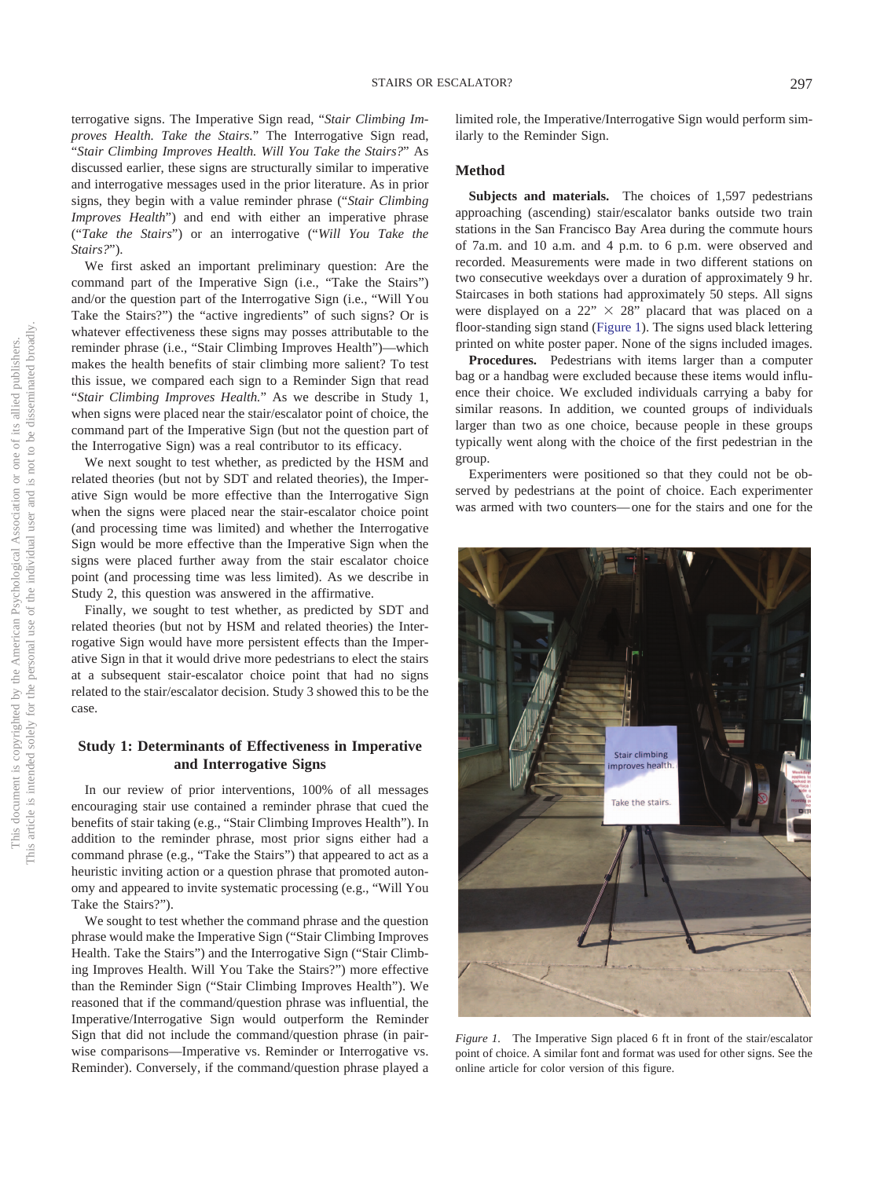terrogative signs. The Imperative Sign read, "*Stair Climbing Improves Health. Take the Stairs.*" The Interrogative Sign read, "*Stair Climbing Improves Health. Will You Take the Stairs?*" As discussed earlier, these signs are structurally similar to imperative and interrogative messages used in the prior literature. As in prior signs, they begin with a value reminder phrase ("*Stair Climbing Improves Health*") and end with either an imperative phrase ("*Take the Stairs*") or an interrogative ("*Will You Take the Stairs?*").

We first asked an important preliminary question: Are the command part of the Imperative Sign (i.e., "Take the Stairs") and/or the question part of the Interrogative Sign (i.e., "Will You Take the Stairs?") the "active ingredients" of such signs? Or is whatever effectiveness these signs may posses attributable to the reminder phrase (i.e., "Stair Climbing Improves Health")—which makes the health benefits of stair climbing more salient? To test this issue, we compared each sign to a Reminder Sign that read "*Stair Climbing Improves Health.*" As we describe in Study 1, when signs were placed near the stair/escalator point of choice, the command part of the Imperative Sign (but not the question part of the Interrogative Sign) was a real contributor to its efficacy.

We next sought to test whether, as predicted by the HSM and related theories (but not by SDT and related theories), the Imperative Sign would be more effective than the Interrogative Sign when the signs were placed near the stair-escalator choice point (and processing time was limited) and whether the Interrogative Sign would be more effective than the Imperative Sign when the signs were placed further away from the stair escalator choice point (and processing time was less limited). As we describe in Study 2, this question was answered in the affirmative.

Finally, we sought to test whether, as predicted by SDT and related theories (but not by HSM and related theories) the Interrogative Sign would have more persistent effects than the Imperative Sign in that it would drive more pedestrians to elect the stairs at a subsequent stair-escalator choice point that had no signs related to the stair/escalator decision. Study 3 showed this to be the case.

## Study 1: Determinants of Effectiveness in Imperative and Interrogative Signs

In our review of prior interventions, 100% of all messages encouraging stair use contained a reminder phrase that cued the benefits of stair taking (e.g., "Stair Climbing Improves Health"). In addition to the reminder phrase, most prior signs either had a command phrase (e.g., "Take the Stairs") that appeared to act as a heuristic inviting action or a question phrase that promoted autonomy and appeared to invite systematic processing (e.g., "Will You Take the Stairs?").

We sought to test whether the command phrase and the question phrase would make the Imperative Sign ("Stair Climbing Improves Health. Take the Stairs") and the Interrogative Sign ("Stair Climbing Improves Health. Will You Take the Stairs?") more effective than the Reminder Sign ("Stair Climbing Improves Health"). We reasoned that if the command/question phrase was influential, the Imperative/Interrogative Sign would outperform the Reminder Sign that did not include the command/question phrase (in pairwise comparisons—Imperative vs. Reminder or Interrogative vs. Reminder). Conversely, if the command/question phrase played a limited role, the Imperative/Interrogative Sign would perform similarly to the Reminder Sign.

### Method

**Subjects and materials.** The choices of 1,597 pedestrians approaching (ascending) stair/escalator banks outside two train stations in the San Francisco Bay Area during the commute hours of 7a.m. and 10 a.m. and 4 p.m. to 6 p.m. were observed and recorded. Measurements were made in two different stations on two consecutive weekdays over a duration of approximately 9 hr. Staircases in both stations had approximately 50 steps. All signs were displayed on a 22" × 28" placard that was placed on a floor-standing sign stand (Figure 1). The signs used black lettering printed on white poster paper. None of the signs included images.

**Procedures.** Pedestrians with items larger than a computer bag or a handbag were excluded because these items would influence their choice. We excluded individuals carrying a baby for similar reasons. In addition, we counted groups of individuals larger than two as one choice, because people in these groups typically went along with the choice of the first pedestrian in the group.

Experimenters were positioned so that they could not be observed by pedestrians at the point of choice. Each experimenter was armed with two counters—one for the stairs and one for the

*Figure 1.* The Imperative Sign placed 6 ft in front of the stair/escalator point of choice. A similar font and format was used for other signs. See the online article for color version of this figure.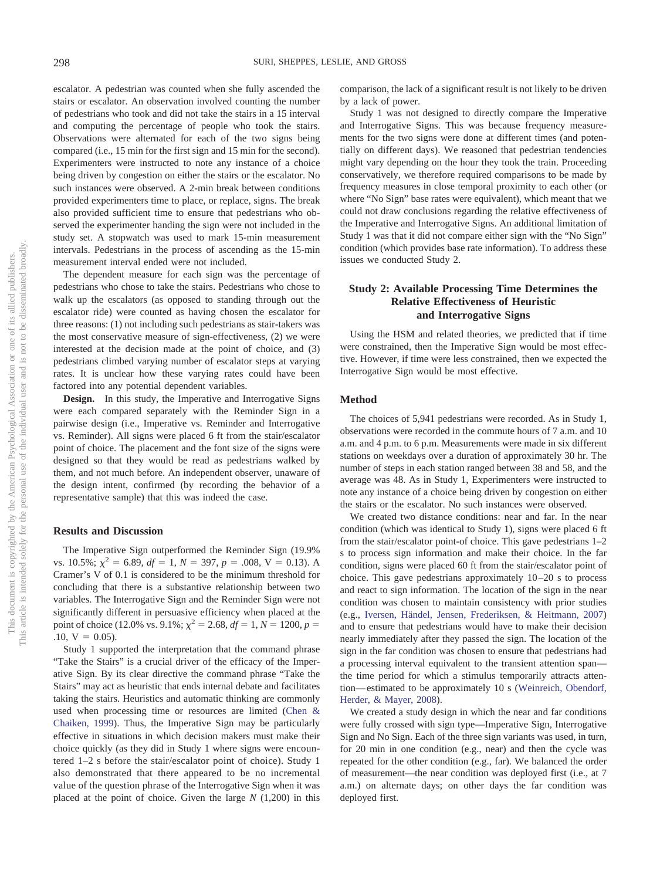escalator. A pedestrian was counted when she fully ascended the stairs or escalator. An observation involved counting the number of pedestrians who took and did not take the stairs in a 15 interval and computing the percentage of people who took the stairs. Observations were alternated for each of the two signs being compared (i.e., 15 min for the first sign and 15 min for the second). Experimenters were instructed to note any instance of a choice being driven by congestion on either the stairs or the escalator. No such instances were observed. A 2-min break between conditions provided experimenters time to place, or replace, signs. The break also provided sufficient time to ensure that pedestrians who observed the experimenter handing the sign were not included in the study set. A stopwatch was used to mark 15-min measurement intervals. Pedestrians in the process of ascending as the 15-min measurement interval ended were not included.

The dependent measure for each sign was the percentage of pedestrians who chose to take the stairs. Pedestrians who chose to walk up the escalators (as opposed to standing through out the escalator ride) were counted as having chosen the escalator for three reasons: (1) not including such pedestrians as stair-takers was the most conservative measure of sign-effectiveness, (2) we were interested at the decision made at the point of choice, and (3) pedestrians climbed varying number of escalator steps at varying rates. It is unclear how these varying rates could have been factored into any potential dependent variables.

**Design.** In this study, the Imperative and Interrogative Signs were each compared separately with the Reminder Sign in a pairwise design (i.e., Imperative vs. Reminder and Interrogative vs. Reminder). All signs were placed 6 ft from the stair/escalator point of choice. The placement and the font size of the signs were designed so that they would be read as pedestrians walked by them, and not much before. An independent observer, unaware of the design intent, confirmed (by recording the behavior of a representative sample) that this was indeed the case.

### Results and Discussion

The Imperative Sign outperformed the Reminder Sign (19.9% vs. 10.5%; $\chi^2 = 6.89$, $df = 1$, $N = 397$, $p = .008$, $V = 0.13$). A Cramer's V of 0.1 is considered to be the minimum threshold for concluding that there is a substantive relationship between two variables. The Interrogative Sign and the Reminder Sign were not significantly different in persuasive efficiency when placed at the point of choice (12.0% vs. 9.1%; $\chi^2 = 2.68$, $df = 1$, $N = 1200$, $p = .10$, $V = 0.05$).

Study 1 supported the interpretation that the command phrase "Take the Stairs" is a crucial driver of the efficacy of the Imperative Sign. By its clear directive the command phrase "Take the Stairs" may act as heuristic that ends internal debate and facilitates taking the stairs. Heuristics and automatic thinking are commonly used when processing time or resources are limited (Chen & Chaiken, 1999). Thus, the Imperative Sign may be particularly effective in situations in which decision makers must make their choice quickly (as they did in Study 1 where signs were encountered 1–2 s before the stair/escalator point of choice). Study 1 also demonstrated that there appeared to be no incremental value of the question phrase of the Interrogative Sign when it was placed at the point of choice. Given the large $N$ (1,200) in this comparison, the lack of a significant result is not likely to be driven by a lack of power.

Study 1 was not designed to directly compare the Imperative and Interrogative Signs. This was because frequency measurements for the two signs were done at different times (and potentially on different days). We reasoned that pedestrian tendencies might vary depending on the hour they took the train. Proceeding conservatively, we therefore required comparisons to be made by frequency measures in close temporal proximity to each other (or where "No Sign" base rates were equivalent), which meant that we could not draw conclusions regarding the relative effectiveness of the Imperative and Interrogative Signs. An additional limitation of Study 1 was that it did not compare either sign with the "No Sign" condition (which provides base rate information). To address these issues we conducted Study 2.

## Study 2: Available Processing Time Determines the Relative Effectiveness of Heuristic and Interrogative Signs

Using the HSM and related theories, we predicted that if time were constrained, then the Imperative Sign would be most effective. However, if time were less constrained, then we expected the Interrogative Sign would be most effective.

### Method

The choices of 5,941 pedestrians were recorded. As in Study 1, observations were recorded in the commute hours of 7 a.m. and 10 a.m. and 4 p.m. to 6 p.m. Measurements were made in six different stations on weekdays over a duration of approximately 30 hr. The number of steps in each station ranged between 38 and 58, and the average was 48. As in Study 1, Experimenters were instructed to note any instance of a choice being driven by congestion on either the stairs or the escalator. No such instances were observed.

We created two distance conditions: near and far. In the near condition (which was identical to Study 1), signs were placed 6 ft from the stair/escalator point-of choice. This gave pedestrians 1–2 s to process sign information and make their choice. In the far condition, signs were placed 60 ft from the stair/escalator point of choice. This gave pedestrians approximately 10–20 s to process and react to sign information. The location of the sign in the near condition was chosen to maintain consistency with prior studies (e.g., Iversen, Händel, Jensen, Frederiksen, & Heitmann, 2007) and to ensure that pedestrians would have to make their decision nearly immediately after they passed the sign. The location of the sign in the far condition was chosen to ensure that pedestrians had a processing interval equivalent to the transient attention span—the time period for which a stimulus temporarily attracts attention—estimated to be approximately 10 s (Weinreich, Obendorf, Herder, & Mayer, 2008).

We created a study design in which the near and far conditions were fully crossed with sign type—Imperative Sign, Interrogative Sign and No Sign. Each of the three sign variants was used, in turn, for 20 min in one condition (e.g., near) and then the cycle was repeated for the other condition (e.g., far). We balanced the order of measurement—the near condition was deployed first (i.e., at 7 a.m.) on alternate days; on other days the far condition was deployed first.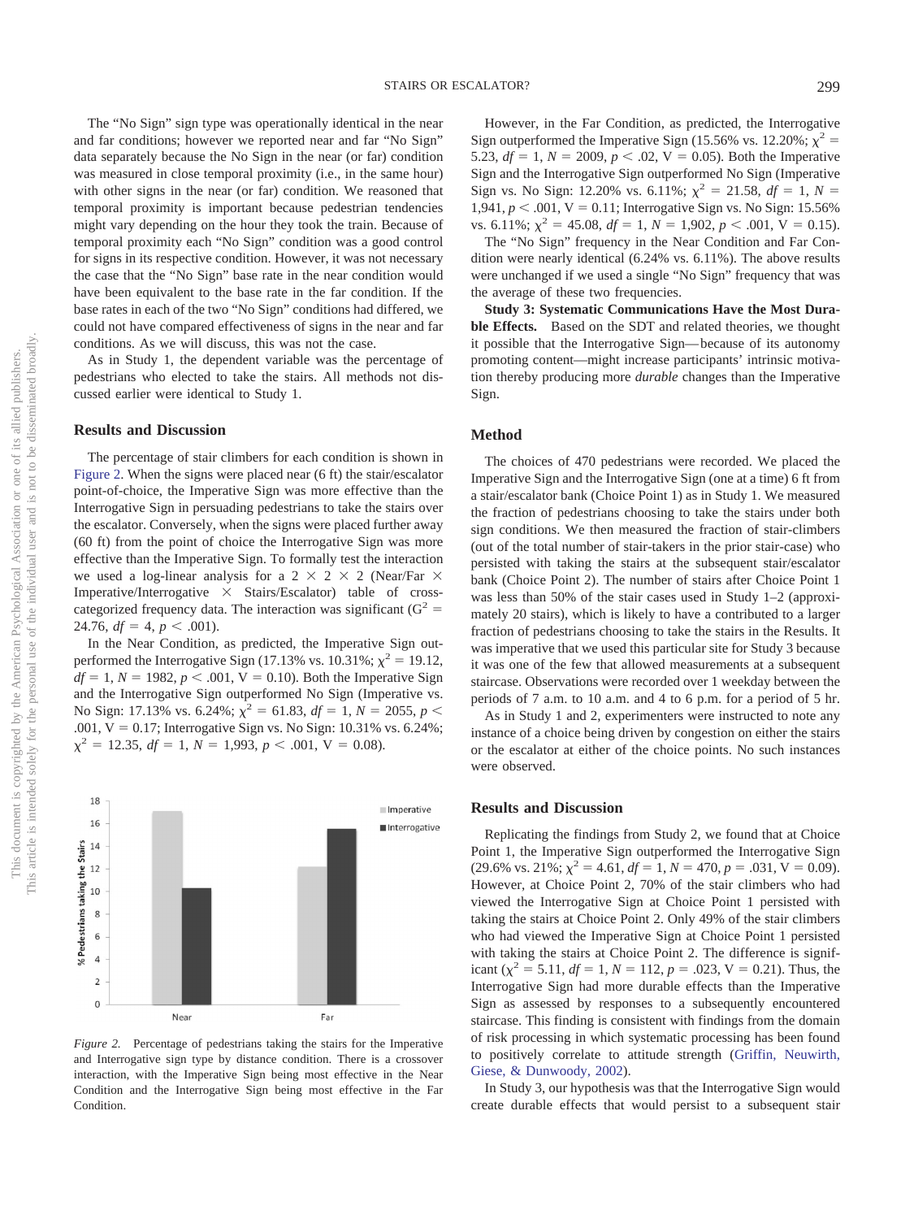The "No Sign" sign type was operationally identical in the near and far conditions; however we reported near and far "No Sign" data separately because the No Sign in the near (or far) condition was measured in close temporal proximity (i.e., in the same hour) with other signs in the near (or far) condition. We reasoned that temporal proximity is important because pedestrian tendencies might vary depending on the hour they took the train. Because of temporal proximity each "No Sign" condition was a good control for signs in its respective condition. However, it was not necessary the case that the "No Sign" base rate in the near condition would have been equivalent to the base rate in the far condition. If the base rates in each of the two "No Sign" conditions had differed, we could not have compared effectiveness of signs in the near and far conditions. As we will discuss, this was not the case.

As in Study 1, the dependent variable was the percentage of pedestrians who elected to take the stairs. All methods not discussed earlier were identical to Study 1.

## Results and Discussion

The percentage of stair climbers for each condition is shown in Figure 2. When the signs were placed near (6 ft) the stair/escalator point-of-choice, the Imperative Sign was more effective than the Interrogative Sign in persuading pedestrians to take the stairs over the escalator. Conversely, when the signs were placed further away (60 ft) from the point of choice the Interrogative Sign was more effective than the Imperative Sign. To formally test the interaction we used a log-linear analysis for a 2 × 2 × 2 (Near/Far × Imperative/Interrogative × Stairs/Escalator) table of cross-categorized frequency data. The interaction was significant ($G^2$ = 24.76, $df$ = 4, $p$ < .001).

In the Near Condition, as predicted, the Imperative Sign outperformed the Interrogative Sign (17.13% vs. 10.31%; $\chi^2$ = 19.12, $df$ = 1, $N$ = 1982, $p$ < .001, V = 0.10). Both the Imperative Sign and the Interrogative Sign outperformed No Sign (Imperative vs. No Sign: 17.13% vs. 6.24%; $\chi^2$ = 61.83, $df$ = 1, $N$ = 2055, $p$ < .001, V = 0.17; Interrogative Sign vs. No Sign: 10.31% vs. 6.24%; $\chi^2$ = 12.35, $df$ = 1, $N$ = 1,993, $p$ < .001, V = 0.08).

18
16
14
12
10
8
6
4
2
0
% Pedestrians taking the Stairs
Near
Far
Imperative
Interrogative

*Figure 2.* Percentage of pedestrians taking the stairs for the Imperative and Interrogative sign type by distance condition. There is a crossover interaction, with the Imperative Sign being most effective in the Near Condition and the Interrogative Sign being most effective in the Far Condition.

However, in the Far Condition, as predicted, the Interrogative Sign outperformed the Imperative Sign (15.56% vs. 12.20%; $\chi^2$ = 5.23, $df$ = 1, $N$ = 2009, $p$ < .02, V = 0.05). Both the Imperative Sign and the Interrogative Sign outperformed No Sign (Imperative Sign vs. No Sign: 12.20% vs. 6.11%; $\chi^2$ = 21.58, $df$ = 1, $N$ = 1,941, $p$ < .001, V = 0.11; Interrogative Sign vs. No Sign: 15.56% vs. 6.11%; $\chi^2$ = 45.08, $df$ = 1, $N$ = 1,902, $p$ < .001, V = 0.15).

The "No Sign" frequency in the Near Condition and Far Condition were nearly identical (6.24% vs. 6.11%). The above results were unchanged if we used a single "No Sign" frequency that was the average of these two frequencies.

**Study 3: Systematic Communications Have the Most Durable Effects.** Based on the SDT and related theories, we thought it possible that the Interrogative Sign—because of its autonomy promoting content—might increase participants' intrinsic motivation thereby producing more *durable* changes than the Imperative Sign.

## Method

The choices of 470 pedestrians were recorded. We placed the Imperative Sign and the Interrogative Sign (one at a time) 6 ft from a stair/escalator bank (Choice Point 1) as in Study 1. We measured the fraction of pedestrians choosing to take the stairs under both sign conditions. We then measured the fraction of stair-climbers (out of the total number of stair-takers in the prior stair-case) who persisted with taking the stairs at the subsequent stair/escalator bank (Choice Point 2). The number of stairs after Choice Point 1 was less than 50% of the stair cases used in Study 1–2 (approximately 20 stairs), which is likely to have a contributed to a larger fraction of pedestrians choosing to take the stairs in the Results. It was imperative that we used this particular site for Study 3 because it was one of the few that allowed measurements at a subsequent staircase. Observations were recorded over 1 weekday between the periods of 7 a.m. to 10 a.m. and 4 to 6 p.m. for a period of 5 hr.

As in Study 1 and 2, experimenters were instructed to note any instance of a choice being driven by congestion on either the stairs or the escalator at either of the choice points. No such instances were observed.

## Results and Discussion

Replicating the findings from Study 2, we found that at Choice Point 1, the Imperative Sign outperformed the Interrogative Sign (29.6% vs. 21%; $\chi^2$ = 4.61, $df$ = 1, $N$ = 470, $p$ = .031, V = 0.09). However, at Choice Point 2, 70% of the stair climbers who had viewed the Interrogative Sign at Choice Point 1 persisted with taking the stairs at Choice Point 2. Only 49% of the stair climbers who had viewed the Imperative Sign at Choice Point 1 persisted with taking the stairs at Choice Point 2. The difference is significant ($\chi^2$ = 5.11, $df$ = 1, $N$ = 112, $p$ = .023, V = 0.21). Thus, the Interrogative Sign had more durable effects than the Imperative Sign as assessed by responses to a subsequently encountered staircase. This finding is consistent with findings from the domain of risk processing in which systematic processing has been found to positively correlate to attitude strength (Griffin, Neuwirth, Giese, & Dunwoody, 2002).

In Study 3, our hypothesis was that the Interrogative Sign would create durable effects that would persist to a subsequent stair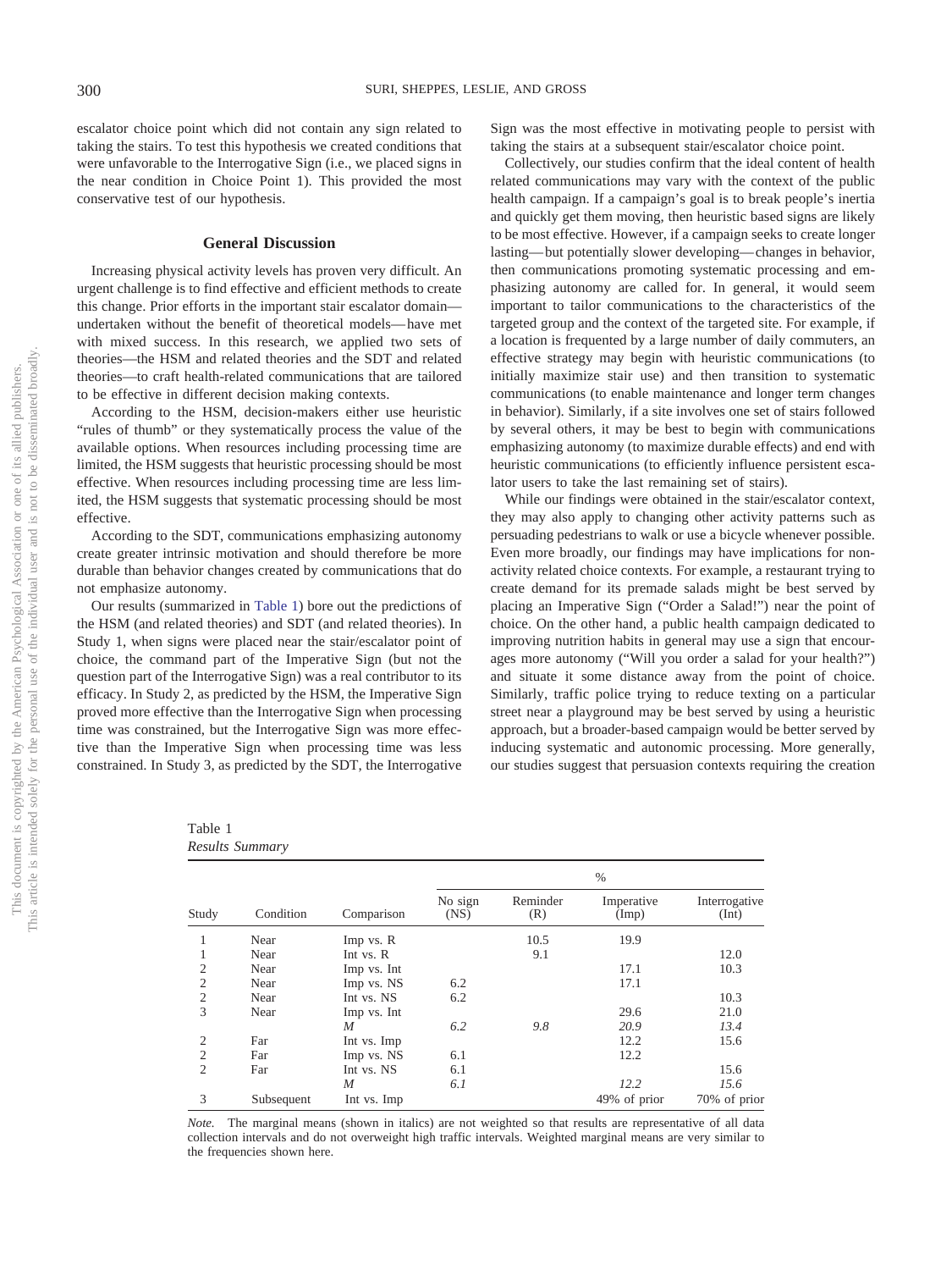escalator choice point which did not contain any sign related to taking the stairs. To test this hypothesis we created conditions that were unfavorable to the Interrogative Sign (i.e., we placed signs in the near condition in Choice Point 1). This provided the most conservative test of our hypothesis.

## General Discussion

Increasing physical activity levels has proven very difficult. An urgent challenge is to find effective and efficient methods to create this change. Prior efforts in the important stair escalator domain—undertaken without the benefit of theoretical models—have met with mixed success. In this research, we applied two sets of theories—the HSM and related theories and the SDT and related theories—to craft health-related communications that are tailored to be effective in different decision making contexts.

According to the HSM, decision-makers either use heuristic "rules of thumb" or they systematically process the value of the available options. When resources including processing time are limited, the HSM suggests that heuristic processing should be most effective. When resources including processing time are less limited, the HSM suggests that systematic processing should be most effective.

According to the SDT, communications emphasizing autonomy create greater intrinsic motivation and should therefore be more durable than behavior changes created by communications that do not emphasize autonomy.

Our results (summarized in Table 1) bore out the predictions of the HSM (and related theories) and SDT (and related theories). In Study 1, when signs were placed near the stair/escalator point of choice, the command part of the Imperative Sign (but not the question part of the Interrogative Sign) was a real contributor to its efficacy. In Study 2, as predicted by the HSM, the Imperative Sign proved more effective than the Interrogative Sign when processing time was constrained, but the Interrogative Sign was more effective than the Imperative Sign when processing time was less constrained. In Study 3, as predicted by the SDT, the Interrogative Sign was the most effective in motivating people to persist with taking the stairs at a subsequent stair/escalator choice point.

Collectively, our studies confirm that the ideal content of health related communications may vary with the context of the public health campaign. If a campaign's goal is to break people's inertia and quickly get them moving, then heuristic based signs are likely to be most effective. However, if a campaign seeks to create longer lasting—but potentially slower developing—changes in behavior, then communications promoting systematic processing and emphasizing autonomy are called for. In general, it would seem important to tailor communications to the characteristics of the targeted group and the context of the targeted site. For example, if a location is frequented by a large number of daily commuters, an effective strategy may begin with heuristic communications (to initially maximize stair use) and then transition to systematic communications (to enable maintenance and longer term changes in behavior). Similarly, if a site involves one set of stairs followed by several others, it may be best to begin with communications emphasizing autonomy (to maximize durable effects) and end with heuristic communications (to efficiently influence persistent escalator users to take the last remaining set of stairs).

While our findings were obtained in the stair/escalator context, they may also apply to changing other activity patterns such as persuading pedestrians to walk or use a bicycle whenever possible. Even more broadly, our findings may have implications for nonactivity related choice contexts. For example, a restaurant trying to create demand for its premade salads might be best served by placing an Imperative Sign ("Order a Salad!") near the point of choice. On the other hand, a public health campaign dedicated to improving nutrition habits in general may use a sign that encourages more autonomy ("Will you order a salad for your health?") and situate it some distance away from the point of choice. Similarly, traffic police trying to reduce texting on a particular street near a playground may be best served by using a heuristic approach, but a broader-based campaign would be better served by inducing systematic and autonomic processing. More generally, our studies suggest that persuasion contexts requiring the creation

Table 1
*Results Summary*

| | | | % | | | |
|---|---|---|---|---|---|---|
| Study | Condition | Comparison | No sign (NS) | Reminder (R) | Imperative (Imp) | Interrogative (Int) |
| 1 | Near | Imp vs. R | | 10.5 | 19.9 | |
| 1 | Near | Int vs. R | | 9.1 | | 12.0 |
| 2 | Near | Imp vs. Int | | | 17.1 | 10.3 |
| 2 | Near | Imp vs. NS | 6.2 | | 17.1 | |
| 2 | Near | Int vs. NS | 6.2 | | | 10.3 |
| 3 | Near | Imp vs. Int | | | 29.6 | 21.0 |
| | | *M* | *6.2* | *9.8* | *20.9* | *13.4* |
| 2 | Far | Int vs. Imp | | | 12.2 | 15.6 |
| 2 | Far | Imp vs. NS | 6.1 | | 12.2 | |
| 2 | Far | Int vs. NS | 6.1 | | | 15.6 |
| | | *M* | *6.1* | | *12.2* | *15.6* |
| 3 | Subsequent | Int vs. Imp | | | 49% of prior | 70% of prior |

*Note.* The marginal means (shown in italics) are not weighted so that results are representative of all data collection intervals and do not overweight high traffic intervals. Weighted marginal means are very similar to the frequencies shown here.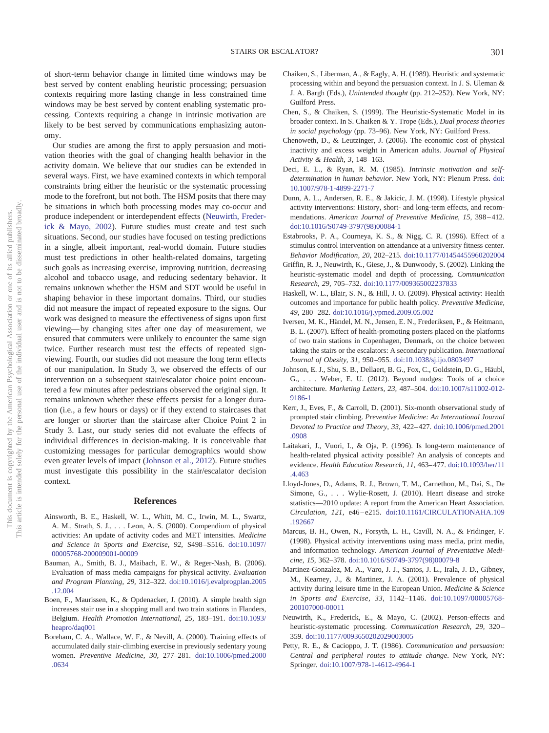of short-term behavior change in limited time windows may be best served by content enabling heuristic processing; persuasion contexts requiring more lasting change in less constrained time windows may be best served by content enabling systematic processing. Contexts requiring a change in intrinsic motivation are likely to be best served by communications emphasizing autonomy.

Our studies are among the first to apply persuasion and motivation theories with the goal of changing health behavior in the activity domain. We believe that our studies can be extended in several ways. First, we have examined contexts in which temporal constraints bring either the heuristic or the systematic processing mode to the forefront, but not both. The HSM posits that there may be situations in which both processing modes may co-occur and produce independent or interdependent effects (Neuwirth, Frederick & Mayo, 2002). Future studies must create and test such situations. Second, our studies have focused on testing predictions in a single, albeit important, real-world domain. Future studies must test predictions in other health-related domains, targeting such goals as increasing exercise, improving nutrition, decreasing alcohol and tobacco usage, and reducing sedentary behavior. It remains unknown whether the HSM and SDT would be useful in shaping behavior in these important domains. Third, our studies did not measure the impact of repeated exposure to the signs. Our work was designed to measure the effectiveness of signs upon first viewing—by changing sites after one day of measurement, we ensured that commuters were unlikely to encounter the same sign twice. Further research must test the effects of repeated sign-viewing. Fourth, our studies did not measure the long term effects of our manipulation. In Study 3, we observed the effects of our intervention on a subsequent stair/escalator choice point encountered a few minutes after pedestrians observed the original sign. It remains unknown whether these effects persist for a longer duration (i.e., a few hours or days) or if they extend to staircases that are longer or shorter than the staircase after Choice Point 2 in Study 3. Last, our study series did not evaluate the effects of individual differences in decision-making. It is conceivable that customizing messages for particular demographics would show even greater levels of impact (Johnson et al., 2012). Future studies must investigate this possibility in the stair/escalator decision context.

## References

Ainsworth, B. E., Haskell, W. L., Whitt, M. C., Irwin, M. L., Swartz, A. M., Strath, S. J., . . . Leon, A. S. (2000). Compendium of physical activities: An update of activity codes and MET intensities. *Medicine and Science in Sports and Exercise, 92,* S498–S516. doi:10.1097/00005768-200009001-00009

Bauman, A., Smith, B. J., Maibach, E. W., & Reger-Nash, B. (2006). Evaluation of mass media campaigns for physical activity. *Evaluation and Program Planning, 29,* 312–322. doi:10.1016/j.evalprogplan.2005.12.004

Boen, F., Maurissen, K., & Opdenacker, J. (2010). A simple health sign increases stair use in a shopping mall and two train stations in Flanders, Belgium. *Health Promotion International, 25,* 183–191. doi:10.1093/heapro/daq001

Boreham, C. A., Wallace, W. F., & Nevill, A. (2000). Training effects of accumulated daily stair-climbing exercise in previously sedentary young women. *Preventive Medicine, 30,* 277–281. doi:10.1006/pmed.2000.0634

Chaiken, S., Liberman, A., & Eagly, A. H. (1989). Heuristic and systematic processing within and beyond the persuasion context. In J. S. Uleman & J. A. Bargh (Eds.), *Unintended thought* (pp. 212–252). New York, NY: Guilford Press.

Chen, S., & Chaiken, S. (1999). The Heuristic-Systematic Model in its broader context. In S. Chaiken & Y. Trope (Eds.), *Dual process theories in social psychology* (pp. 73–96). New York, NY: Guilford Press.

Chenoweth, D., & Leutzinger, J. (2006). The economic cost of physical inactivity and excess weight in American adults. *Journal of Physical Activity & Health, 3,* 148–163.

Deci, E. L., & Ryan, R. M. (1985). *Intrinsic motivation and self-determination in human behavior*. New York, NY: Plenum Press. doi:10.1007/978-1-4899-2271-7

Dunn, A. L., Andersen, R. E., & Jakicic, J. M. (1998). Lifestyle physical activity interventions: History, short- and long-term effects, and recommendations. *American Journal of Preventive Medicine, 15,* 398–412. doi:10.1016/S0749-3797(98)00084-1

Estabrooks, P. A., Courneya, K. S., & Nigg, C. R. (1996). Effect of a stimulus control intervention on attendance at a university fitness center. *Behavior Modification, 20,* 202–215. doi:10.1177/01454455960202004

Griffin, R. J., Neuwirth, K., Giese, J., & Dunwoody, S. (2002). Linking the heuristic-systematic model and depth of processing. *Communication Research, 29,* 705–732. doi:10.1177/009365002237833

Haskell, W. L., Blair, S. N., & Hill, J. O. (2009). Physical activity: Health outcomes and importance for public health policy. *Preventive Medicine, 49,* 280–282. doi:10.1016/j.ypmed.2009.05.002

Iversen, M. K., Händel, M. N., Jensen, E. N., Frederiksen, P., & Heitmann, B. L. (2007). Effect of health-promoting posters placed on the platforms of two train stations in Copenhagen, Denmark, on the choice between taking the stairs or the escalators: A secondary publication. *International Journal of Obesity, 31,* 950–955. doi:10.1038/sj.ijo.0803497

Johnson, E. J., Shu, S. B., Dellaert, B. G., Fox, C., Goldstein, D. G., Häubl, G., . . . Weber, E. U. (2012). Beyond nudges: Tools of a choice architecture. *Marketing Letters, 23,* 487–504. doi:10.1007/s11002-012-9186-1

Kerr, J., Eves, F., & Carroll, D. (2001). Six-month observational study of prompted stair climbing. *Preventive Medicine: An International Journal Devoted to Practice and Theory, 33,* 422–427. doi:10.1006/pmed.2001.0908

Laitakari, J., Vuori, I., & Oja, P. (1996). Is long-term maintenance of health-related physical activity possible? An analysis of concepts and evidence. *Health Education Research, 11,* 463–477. doi:10.1093/her/11.4.463

Lloyd-Jones, D., Adams, R. J., Brown, T. M., Carnethon, M., Dai, S., De Simone, G., . . . Wylie-Rosett, J. (2010). Heart disease and stroke statistics—2010 update: A report from the American Heart Association. *Circulation, 121,* e46–e215. doi:10.1161/CIRCULATIONAHA.109.192667

Marcus, B. H., Owen, N., Forsyth, L. H., Cavill, N. A., & Fridinger, F. (1998). Physical activity interventions using mass media, print media, and information technology. *American Journal of Preventive Medicine, 15,* 362–378. doi:10.1016/S0749-3797(98)00079-8

Martinez-Gonzalez, M. A., Varo, J. J., Santos, J. L., Irala, J. D., Gibney, M., Kearney, J., & Martinez, J. A. (2001). Prevalence of physical activity during leisure time in the European Union. *Medicine & Science in Sports and Exercise, 33,* 1142–1146. doi:10.1097/00005768-200107000-00011

Neuwirth, K., Frederick, E., & Mayo, C. (2002). Person-effects and heuristic-systematic processing. *Communication Research, 29,* 320–359. doi:10.1177/0093650202029003005

Petty, R. E., & Cacioppo, J. T. (1986). *Communication and persuasion: Central and peripheral routes to attitude change*. New York, NY: Springer. doi:10.1007/978-1-4612-4964-1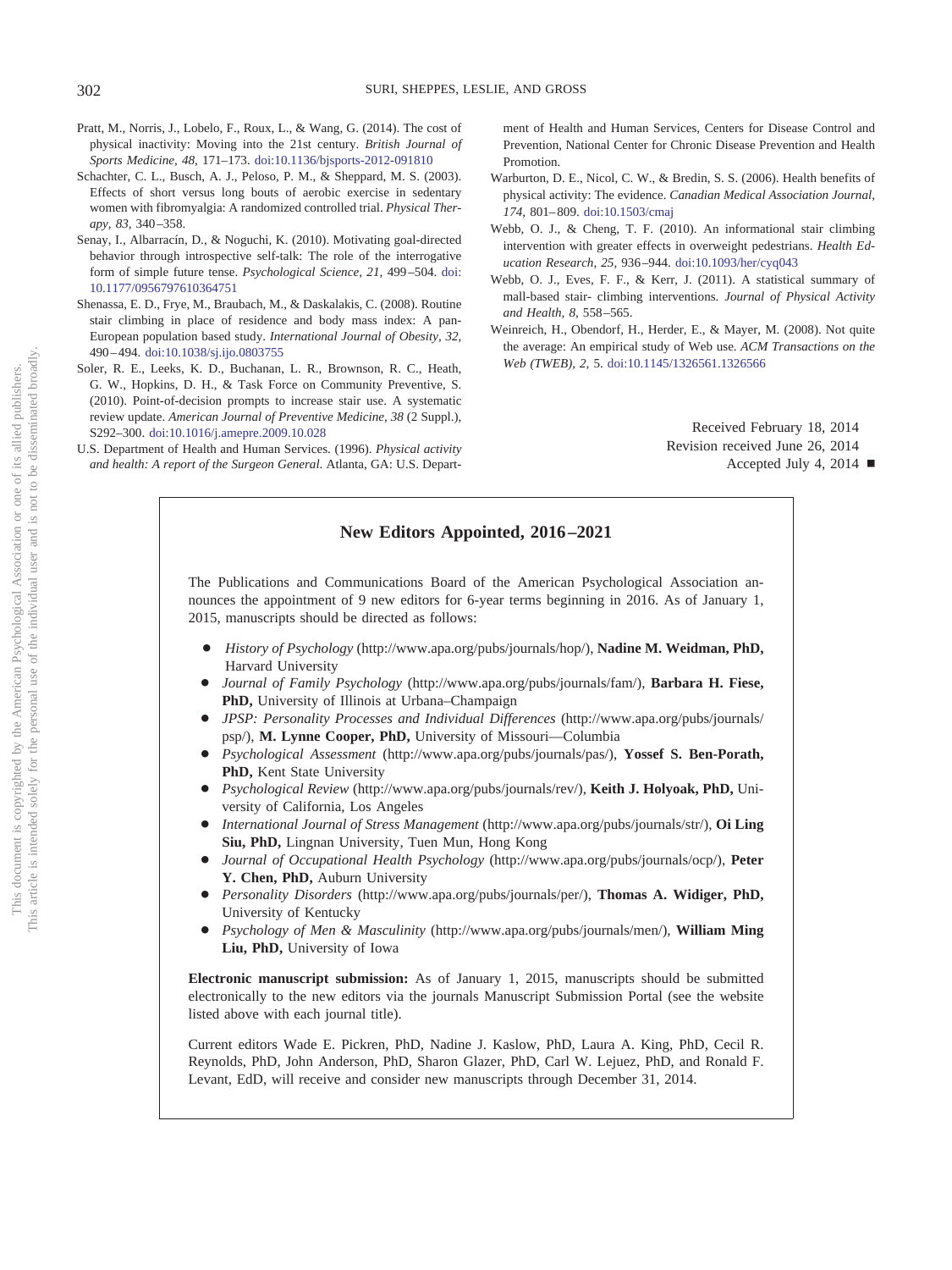Pratt, M., Norris, J., Lobelo, F., Roux, L., & Wang, G. (2014). The cost of physical inactivity: Moving into the 21st century. *British Journal of Sports Medicine, 48,* 171–173. doi:10.1136/bjsports-2012-091810

Schachter, C. L., Busch, A. J., Peloso, P. M., & Sheppard, M. S. (2003). Effects of short versus long bouts of aerobic exercise in sedentary women with fibromyalgia: A randomized controlled trial. *Physical Therapy, 83,* 340–358.

Senay, I., Albarracín, D., & Noguchi, K. (2010). Motivating goal-directed behavior through introspective self-talk: The role of the interrogative form of simple future tense. *Psychological Science, 21,* 499–504. doi:10.1177/0956797610364751

Shenassa, E. D., Frye, M., Braubach, M., & Daskalakis, C. (2008). Routine stair climbing in place of residence and body mass index: A pan-European population based study. *International Journal of Obesity, 32,* 490–494. doi:10.1038/sj.ijo.0803755

Soler, R. E., Leeks, K. D., Buchanan, L. R., Brownson, R. C., Heath, G. W., Hopkins, D. H., & Task Force on Community Preventive, S. (2010). Point-of-decision prompts to increase stair use. A systematic review update. *American Journal of Preventive Medicine, 38* (2 Suppl.), S292–300. doi:10.1016/j.amepre.2009.10.028

U.S. Department of Health and Human Services. (1996). *Physical activity and health: A report of the Surgeon General.* Atlanta, GA: U.S. Department of Health and Human Services, Centers for Disease Control and Prevention, National Center for Chronic Disease Prevention and Health Promotion.

Warburton, D. E., Nicol, C. W., & Bredin, S. S. (2006). Health benefits of physical activity: The evidence. *Canadian Medical Association Journal, 174,* 801–809. doi:10.1503/cmaj

Webb, O. J., & Cheng, T. F. (2010). An informational stair climbing intervention with greater effects in overweight pedestrians. *Health Education Research, 25,* 936–944. doi:10.1093/her/cyq043

Webb, O. J., Eves, F. F., & Kerr, J. (2011). A statistical summary of mall-based stair- climbing interventions. *Journal of Physical Activity and Health, 8,* 558–565.

Weinreich, H., Obendorf, H., Herder, E., & Mayer, M. (2008). Not quite the average: An empirical study of Web use. *ACM Transactions on the Web (TWEB), 2,* 5. doi:10.1145/1326561.1326566

Received February 18, 2014
Revision received June 26, 2014
Accepted July 4, 2014 ■

## New Editors Appointed, 2016–2021

The Publications and Communications Board of the American Psychological Association announces the appointment of 9 new editors for 6-year terms beginning in 2016. As of January 1, 2015, manuscripts should be directed as follows:

- *History of Psychology* (http://www.apa.org/pubs/journals/hop/), **Nadine M. Weidman, PhD,** Harvard University
- *Journal of Family Psychology* (http://www.apa.org/pubs/journals/fam/), **Barbara H. Fiese, PhD,** University of Illinois at Urbana–Champaign
- *JPSP: Personality Processes and Individual Differences* (http://www.apa.org/pubs/journals/psp/), **M. Lynne Cooper, PhD,** University of Missouri—Columbia
- *Psychological Assessment* (http://www.apa.org/pubs/journals/pas/), **Yossef S. Ben-Porath, PhD,** Kent State University
- *Psychological Review* (http://www.apa.org/pubs/journals/rev/), **Keith J. Holyoak, PhD,** University of California, Los Angeles
- *International Journal of Stress Management* (http://www.apa.org/pubs/journals/str/), **Oi Ling Siu, PhD,** Lingnan University, Tuen Mun, Hong Kong
- *Journal of Occupational Health Psychology* (http://www.apa.org/pubs/journals/ocp/), **Peter Y. Chen, PhD,** Auburn University
- *Personality Disorders* (http://www.apa.org/pubs/journals/per/), **Thomas A. Widiger, PhD,** University of Kentucky
- *Psychology of Men & Masculinity* (http://www.apa.org/pubs/journals/men/), **William Ming Liu, PhD,** University of Iowa

**Electronic manuscript submission:** As of January 1, 2015, manuscripts should be submitted electronically to the new editors via the journals Manuscript Submission Portal (see the website listed above with each journal title).

Current editors Wade E. Pickren, PhD, Nadine J. Kaslow, PhD, Laura A. King, PhD, Cecil R. Reynolds, PhD, John Anderson, PhD, Sharon Glazer, PhD, Carl W. Lejuez, PhD, and Ronald F. Levant, EdD, will receive and consider new manuscripts through December 31, 2014.